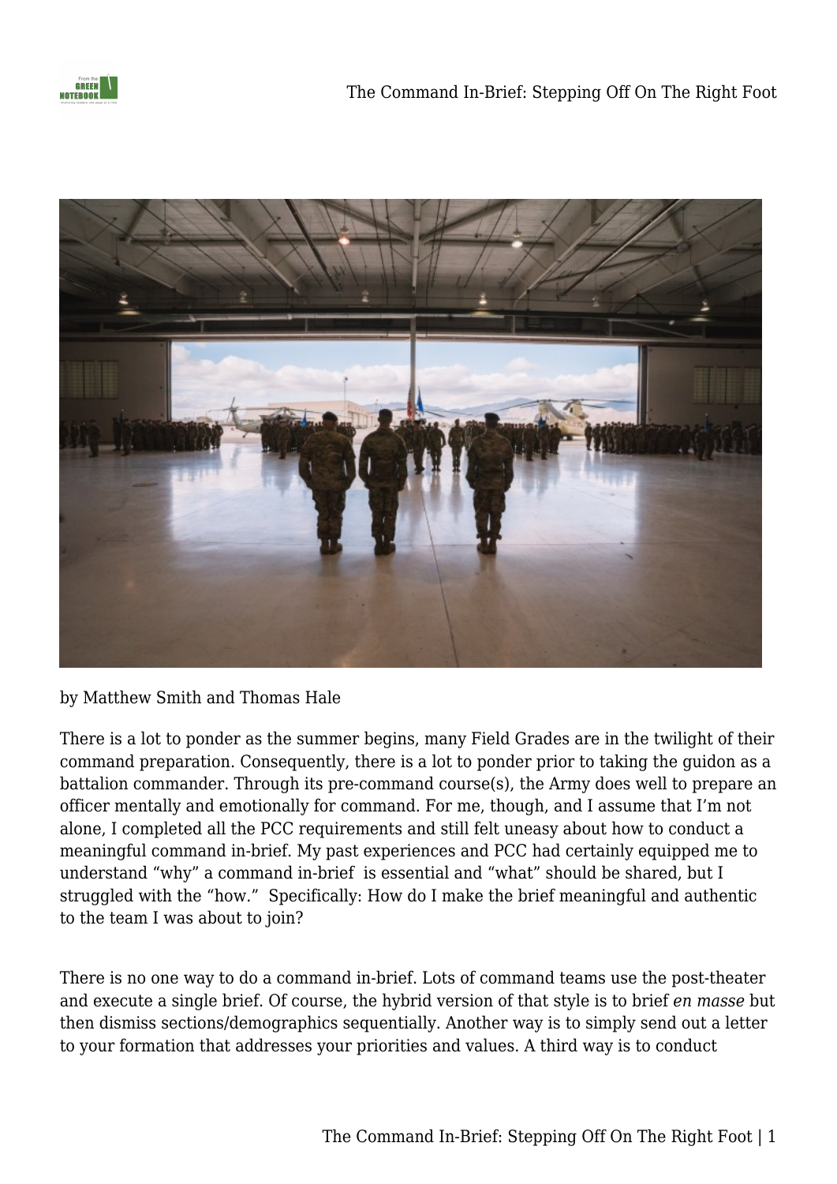by Matthew Smith and Thomas Hale

There is a lot to ponder as the summer begins, many Field Grades are in the twilight of their command preparation. Consequently, there is a lot to ponder prior to taking the guidon as a battalion commander. Through its pre-command course(s), the Army does well to prepare an officer mentally and emotionally for command. For me, though, and I assume that I'm not alone, I completed all the PCC requirements and still felt uneasy about how to conduct a meaningful command in-brief. My past experiences and PCC had certainly equipped me to understand "why" a command in-brief is essential and "what" should be shared, but I struggled with the "how." Specifically: How do I make the brief meaningful and authentic to the team I was about to join?

There is no one way to do a command in-brief. Lots of command teams use the post-theater and execute a single brief. Of course, the hybrid version of that style is to brief *en masse* but then dismiss sections/demographics sequentially. Another way is to simply send out a letter to your formation that addresses your priorities and values. A third way is to conduct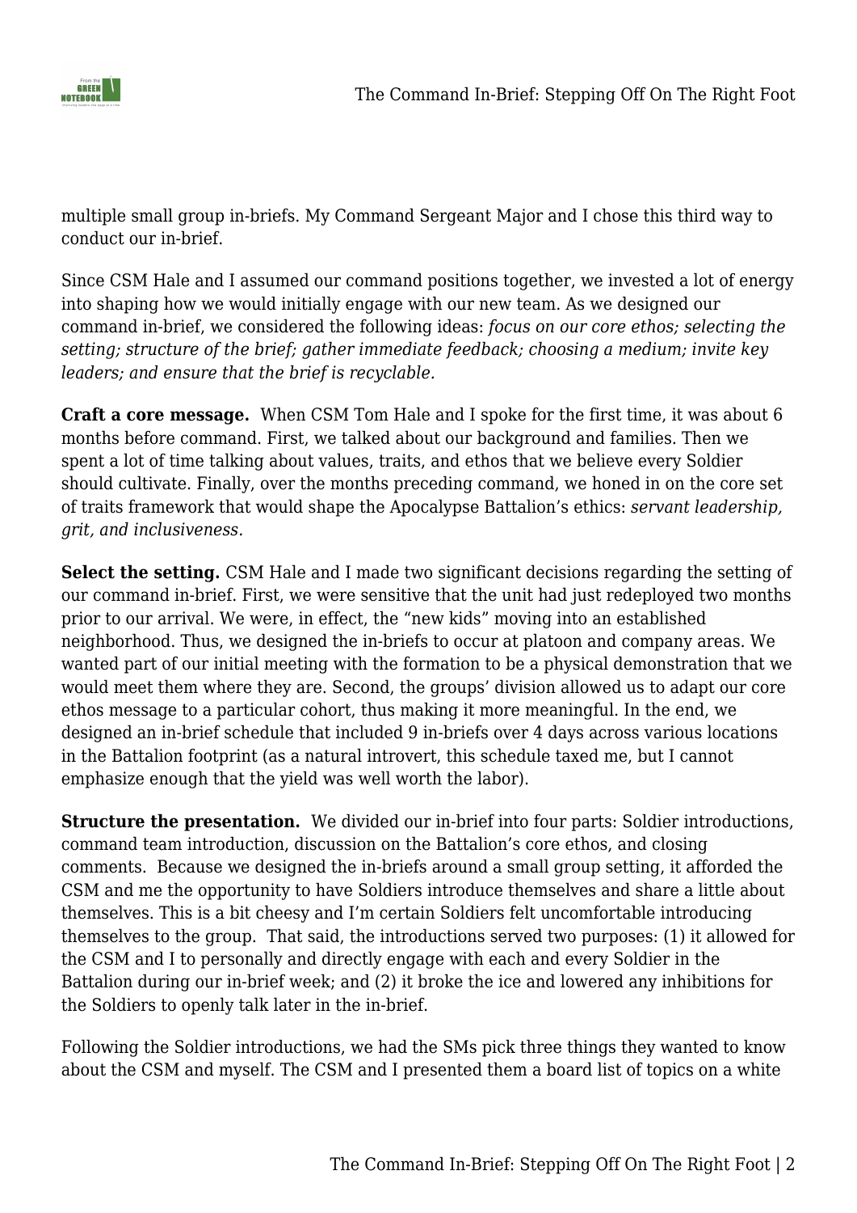multiple small group in-briefs. My Command Sergeant Major and I chose this third way to conduct our in-brief.

Since CSM Hale and I assumed our command positions together, we invested a lot of energy into shaping how we would initially engage with our new team. As we designed our command in-brief, we considered the following ideas: *focus on our core ethos; selecting the setting; structure of the brief; gather immediate feedback; choosing a medium; invite key leaders; and ensure that the brief is recyclable.*

**Craft a core message.** When CSM Tom Hale and I spoke for the first time, it was about 6 months before command. First, we talked about our background and families. Then we spent a lot of time talking about values, traits, and ethos that we believe every Soldier should cultivate. Finally, over the months preceding command, we honed in on the core set of traits framework that would shape the Apocalypse Battalion's ethics: *servant leadership, grit, and inclusiveness.*

**Select the setting.** CSM Hale and I made two significant decisions regarding the setting of our command in-brief. First, we were sensitive that the unit had just redeployed two months prior to our arrival. We were, in effect, the "new kids" moving into an established neighborhood. Thus, we designed the in-briefs to occur at platoon and company areas. We wanted part of our initial meeting with the formation to be a physical demonstration that we would meet them where they are. Second, the groups' division allowed us to adapt our core ethos message to a particular cohort, thus making it more meaningful. In the end, we designed an in-brief schedule that included 9 in-briefs over 4 days across various locations in the Battalion footprint (as a natural introvert, this schedule taxed me, but I cannot emphasize enough that the yield was well worth the labor).

**Structure the presentation.** We divided our in-brief into four parts: Soldier introductions, command team introduction, discussion on the Battalion's core ethos, and closing comments. Because we designed the in-briefs around a small group setting, it afforded the CSM and me the opportunity to have Soldiers introduce themselves and share a little about themselves. This is a bit cheesy and I'm certain Soldiers felt uncomfortable introducing themselves to the group. That said, the introductions served two purposes: (1) it allowed for the CSM and I to personally and directly engage with each and every Soldier in the Battalion during our in-brief week; and (2) it broke the ice and lowered any inhibitions for the Soldiers to openly talk later in the in-brief.

Following the Soldier introductions, we had the SMs pick three things they wanted to know about the CSM and myself. The CSM and I presented them a board list of topics on a white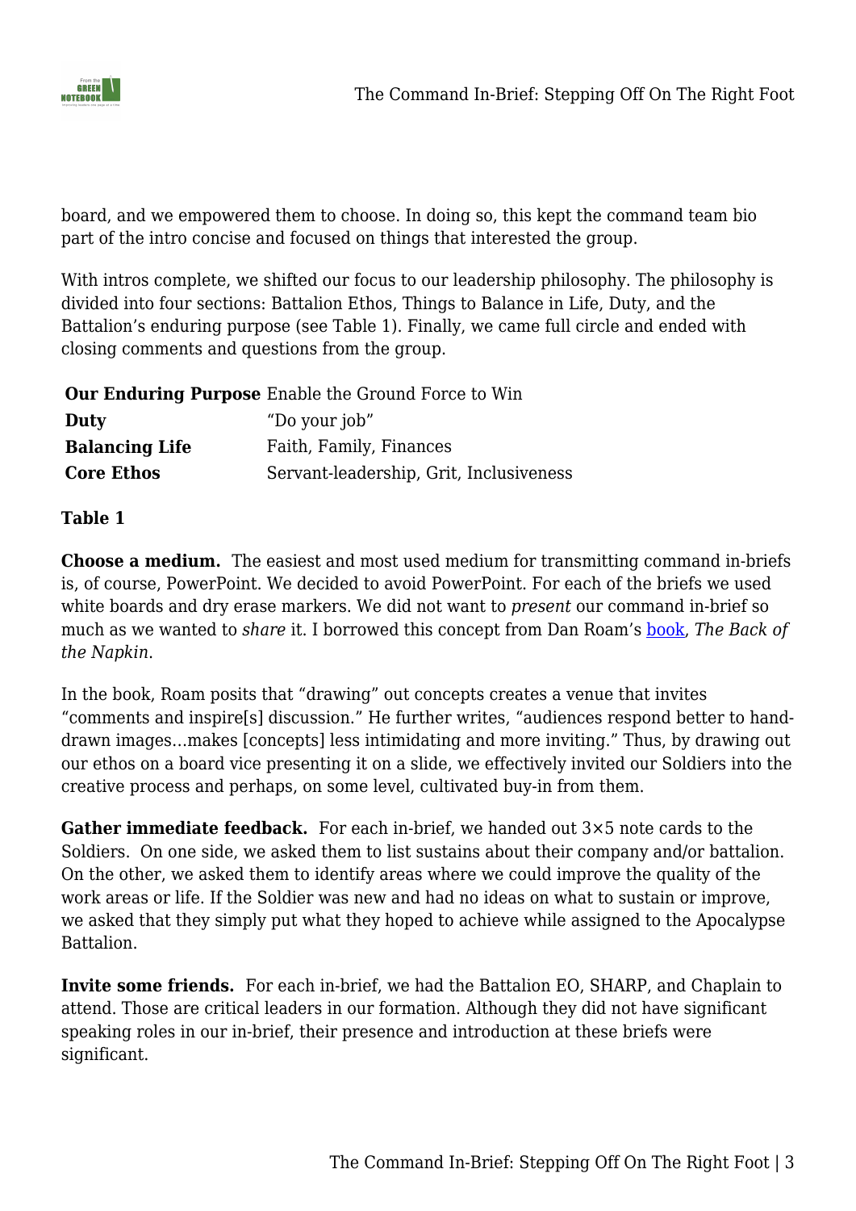board, and we empowered them to choose. In doing so, this kept the command team bio part of the intro concise and focused on things that interested the group.

With intros complete, we shifted our focus to our leadership philosophy. The philosophy is divided into four sections: Battalion Ethos, Things to Balance in Life, Duty, and the Battalion's enduring purpose (see Table 1). Finally, we came full circle and ended with closing comments and questions from the group.

| | |
|---|---|
| **Our Enduring Purpose** | Enable the Ground Force to Win |
| **Duty** | "Do your job" |
| **Balancing Life** | Faith, Family, Finances |
| **Core Ethos** | Servant-leadership, Grit, Inclusiveness |

**Table 1**

**Choose a medium.** The easiest and most used medium for transmitting command in-briefs is, of course, PowerPoint. We decided to avoid PowerPoint. For each of the briefs we used white boards and dry erase markers. We did not want to *present* our command in-brief so much as we wanted to *share* it. I borrowed this concept from Dan Roam's book, *The Back of the Napkin*.

In the book, Roam posits that "drawing" out concepts creates a venue that invites "comments and inspire[s] discussion." He further writes, "audiences respond better to hand-drawn images…makes [concepts] less intimidating and more inviting." Thus, by drawing out our ethos on a board vice presenting it on a slide, we effectively invited our Soldiers into the creative process and perhaps, on some level, cultivated buy-in from them.

**Gather immediate feedback.** For each in-brief, we handed out 3×5 note cards to the Soldiers. On one side, we asked them to list sustains about their company and/or battalion. On the other, we asked them to identify areas where we could improve the quality of the work areas or life. If the Soldier was new and had no ideas on what to sustain or improve, we asked that they simply put what they hoped to achieve while assigned to the Apocalypse Battalion.

**Invite some friends.** For each in-brief, we had the Battalion EO, SHARP, and Chaplain to attend. Those are critical leaders in our formation. Although they did not have significant speaking roles in our in-brief, their presence and introduction at these briefs were significant.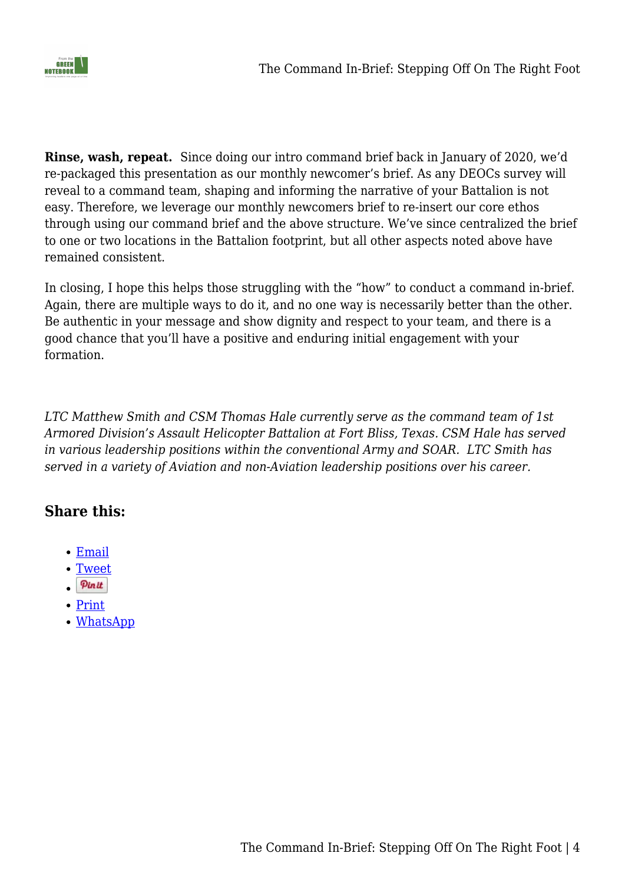**Rinse, wash, repeat.** Since doing our intro command brief back in January of 2020, we'd re-packaged this presentation as our monthly newcomer's brief. As any DEOCs survey will reveal to a command team, shaping and informing the narrative of your Battalion is not easy. Therefore, we leverage our monthly newcomers brief to re-insert our core ethos through using our command brief and the above structure. We've since centralized the brief to one or two locations in the Battalion footprint, but all other aspects noted above have remained consistent.

In closing, I hope this helps those struggling with the "how" to conduct a command in-brief. Again, there are multiple ways to do it, and no one way is necessarily better than the other. Be authentic in your message and show dignity and respect to your team, and there is a good chance that you'll have a positive and enduring initial engagement with your formation.

*LTC Matthew Smith and CSM Thomas Hale currently serve as the command team of 1st Armored Division's Assault Helicopter Battalion at Fort Bliss, Texas. CSM Hale has served in various leadership positions within the conventional Army and SOAR. LTC Smith has served in a variety of Aviation and non-Aviation leadership positions over his career.*

### Share this:

- Email
- Tweet
- Pin it
- Print
- WhatsApp